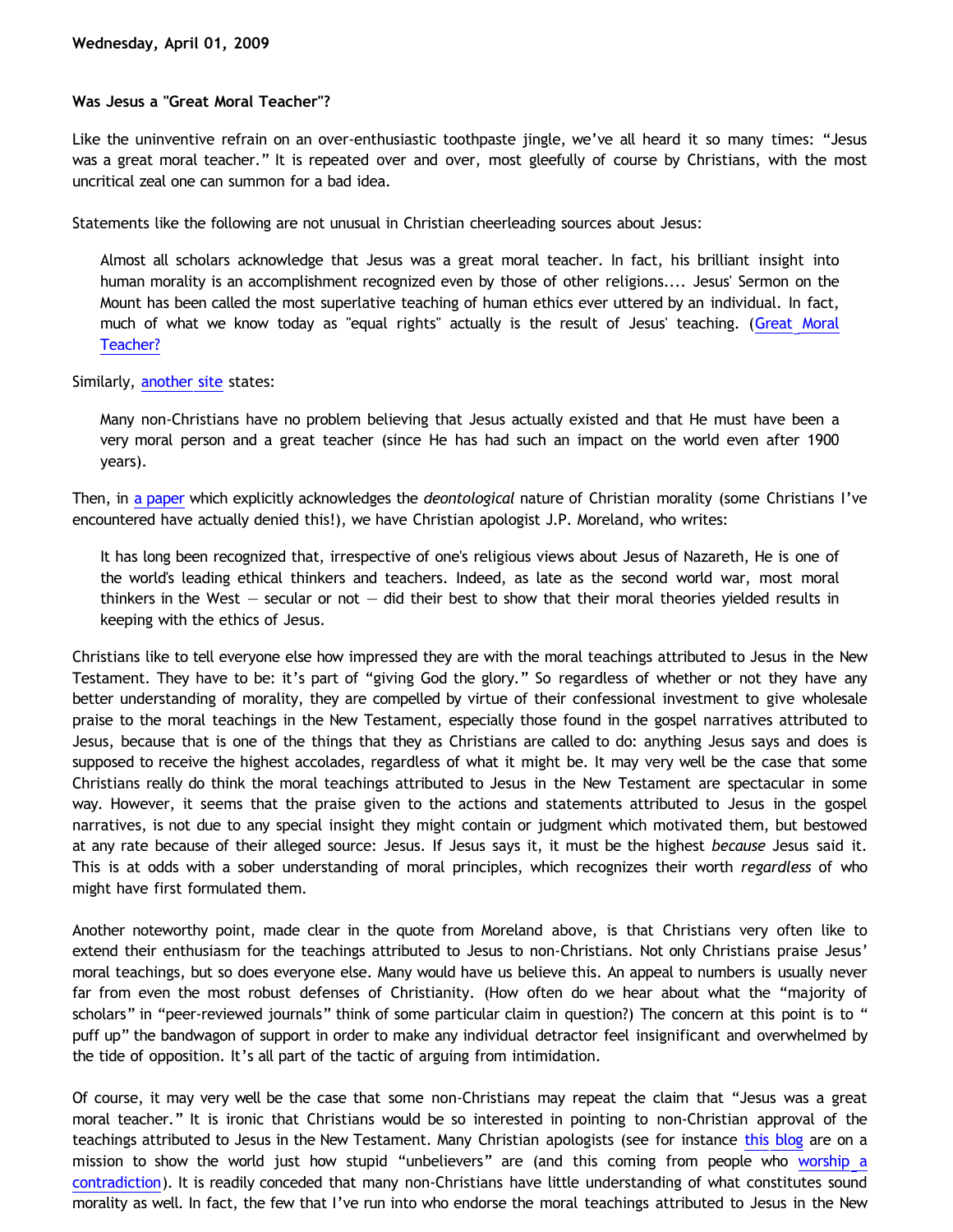**Wednesday, April 01, 2009**

**Was Jesus a "Great Moral Teacher"?**

Like the uninventive refrain on an over-enthusiastic toothpaste jingle, we've all heard it so many times: "Jesus was a great moral teacher." It is repeated over and over, most gleefully of course by Christians, with the most uncritical zeal one can summon for a bad idea.

Statements like the following are not unusual in Christian cheerleading sources about Jesus:

> Almost all scholars acknowledge that Jesus was a great moral teacher. In fact, his brilliant insight into human morality is an accomplishment recognized even by those of other religions.... Jesus' Sermon on the Mount has been called the most superlative teaching of human ethics ever uttered by an individual. In fact, much of what we know today as "equal rights" actually is the result of Jesus' teaching. (Great Moral Teacher?

Similarly, another site states:

> Many non-Christians have no problem believing that Jesus actually existed and that He must have been a very moral person and a great teacher (since He has had such an impact on the world even after 1900 years).

Then, in a paper which explicitly acknowledges the *deontological* nature of Christian morality (some Christians I've encountered have actually denied this!), we have Christian apologist J.P. Moreland, who writes:

> It has long been recognized that, irrespective of one's religious views about Jesus of Nazareth, He is one of the world's leading ethical thinkers and teachers. Indeed, as late as the second world war, most moral thinkers in the West — secular or not — did their best to show that their moral theories yielded results in keeping with the ethics of Jesus.

Christians like to tell everyone else how impressed they are with the moral teachings attributed to Jesus in the New Testament. They have to be: it's part of "giving God the glory." So regardless of whether or not they have any better understanding of morality, they are compelled by virtue of their confessional investment to give wholesale praise to the moral teachings in the New Testament, especially those found in the gospel narratives attributed to Jesus, because that is one of the things that they as Christians are called to do: anything Jesus says and does is supposed to receive the highest accolades, regardless of what it might be. It may very well be the case that some Christians really do think the moral teachings attributed to Jesus in the New Testament are spectacular in some way. However, it seems that the praise given to the actions and statements attributed to Jesus in the gospel narratives, is not due to any special insight they might contain or judgment which motivated them, but bestowed at any rate because of their alleged source: Jesus. If Jesus says it, it must be the highest *because* Jesus said it. This is at odds with a sober understanding of moral principles, which recognizes their worth *regardless* of who might have first formulated them.

Another noteworthy point, made clear in the quote from Moreland above, is that Christians very often like to extend their enthusiasm for the teachings attributed to Jesus to non-Christians. Not only Christians praise Jesus' moral teachings, but so does everyone else. Many would have us believe this. An appeal to numbers is usually never far from even the most robust defenses of Christianity. (How often do we hear about what the "majority of scholars" in "peer-reviewed journals" think of some particular claim in question?) The concern at this point is to " puff up" the bandwagon of support in order to make any individual detractor feel insignificant and overwhelmed by the tide of opposition. It's all part of the tactic of arguing from intimidation.

Of course, it may very well be the case that some non-Christians may repeat the claim that "Jesus was a great moral teacher." It is ironic that Christians would be so interested in pointing to non-Christian approval of the teachings attributed to Jesus in the New Testament. Many Christian apologists (see for instance this blog are on a mission to show the world just how stupid "unbelievers" are (and this coming from people who worship a contradiction). It is readily conceded that many non-Christians have little understanding of what constitutes sound morality as well. In fact, the few that I've run into who endorse the moral teachings attributed to Jesus in the New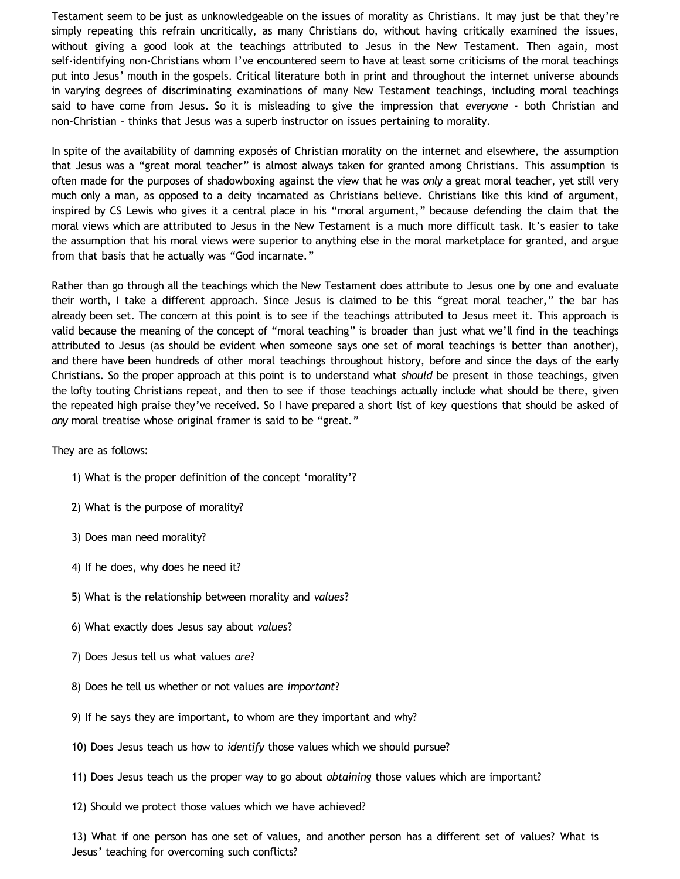Testament seem to be just as unknowledgeable on the issues of morality as Christians. It may just be that they're simply repeating this refrain uncritically, as many Christians do, without having critically examined the issues, without giving a good look at the teachings attributed to Jesus in the New Testament. Then again, most self-identifying non-Christians whom I've encountered seem to have at least some criticisms of the moral teachings put into Jesus' mouth in the gospels. Critical literature both in print and throughout the internet universe abounds in varying degrees of discriminating examinations of many New Testament teachings, including moral teachings said to have come from Jesus. So it is misleading to give the impression that *everyone* - both Christian and non-Christian – thinks that Jesus was a superb instructor on issues pertaining to morality.

In spite of the availability of damning exposés of Christian morality on the internet and elsewhere, the assumption that Jesus was a "great moral teacher" is almost always taken for granted among Christians. This assumption is often made for the purposes of shadowboxing against the view that he was *only* a great moral teacher, yet still very much only a man, as opposed to a deity incarnated as Christians believe. Christians like this kind of argument, inspired by CS Lewis who gives it a central place in his "moral argument," because defending the claim that the moral views which are attributed to Jesus in the New Testament is a much more difficult task. It's easier to take the assumption that his moral views were superior to anything else in the moral marketplace for granted, and argue from that basis that he actually was "God incarnate."

Rather than go through all the teachings which the New Testament does attribute to Jesus one by one and evaluate their worth, I take a different approach. Since Jesus is claimed to be this "great moral teacher," the bar has already been set. The concern at this point is to see if the teachings attributed to Jesus meet it. This approach is valid because the meaning of the concept of "moral teaching" is broader than just what we'll find in the teachings attributed to Jesus (as should be evident when someone says one set of moral teachings is better than another), and there have been hundreds of other moral teachings throughout history, before and since the days of the early Christians. So the proper approach at this point is to understand what *should* be present in those teachings, given the lofty touting Christians repeat, and then to see if those teachings actually include what should be there, given the repeated high praise they've received. So I have prepared a short list of key questions that should be asked of *any* moral treatise whose original framer is said to be "great."

They are as follows:

1) What is the proper definition of the concept 'morality'?

2) What is the purpose of morality?

3) Does man need morality?

4) If he does, why does he need it?

5) What is the relationship between morality and *values*?

6) What exactly does Jesus say about *values*?

7) Does Jesus tell us what values *are*?

8) Does he tell us whether or not values are *important*?

9) If he says they are important, to whom are they important and why?

10) Does Jesus teach us how to *identify* those values which we should pursue?

11) Does Jesus teach us the proper way to go about *obtaining* those values which are important?

12) Should we protect those values which we have achieved?

13) What if one person has one set of values, and another person has a different set of values? What is Jesus' teaching for overcoming such conflicts?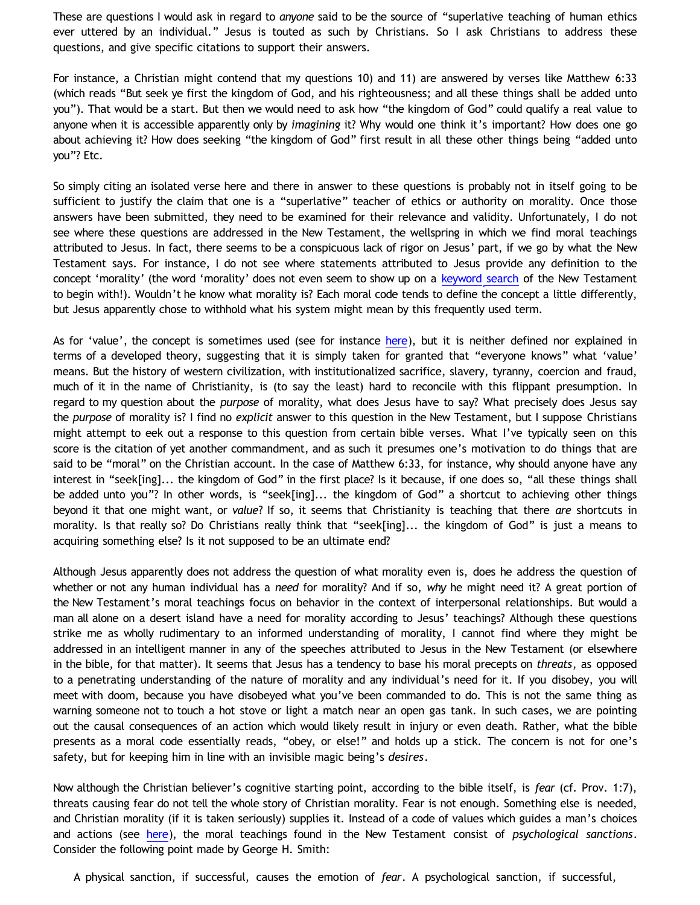These are questions I would ask in regard to *anyone* said to be the source of "superlative teaching of human ethics ever uttered by an individual." Jesus is touted as such by Christians. So I ask Christians to address these questions, and give specific citations to support their answers.

For instance, a Christian might contend that my questions 10) and 11) are answered by verses like Matthew 6:33 (which reads "But seek ye first the kingdom of God, and his righteousness; and all these things shall be added unto you"). That would be a start. But then we would need to ask how "the kingdom of God" could qualify a real value to anyone when it is accessible apparently only by *imagining* it? Why would one think it's important? How does one go about achieving it? How does seeking "the kingdom of God" first result in all these other things being "added unto you"? Etc.

So simply citing an isolated verse here and there in answer to these questions is probably not in itself going to be sufficient to justify the claim that one is a "superlative" teacher of ethics or authority on morality. Once those answers have been submitted, they need to be examined for their relevance and validity. Unfortunately, I do not see where these questions are addressed in the New Testament, the wellspring in which we find moral teachings attributed to Jesus. In fact, there seems to be a conspicuous lack of rigor on Jesus' part, if we go by what the New Testament says. For instance, I do not see where statements attributed to Jesus provide any definition to the concept 'morality' (the word 'morality' does not even seem to show up on a keyword search of the New Testament to begin with!). Wouldn't he know what morality is? Each moral code tends to define the concept a little differently, but Jesus apparently chose to withhold what his system might mean by this frequently used term.

As for 'value', the concept is sometimes used (see for instance here), but it is neither defined nor explained in terms of a developed theory, suggesting that it is simply taken for granted that "everyone knows" what 'value' means. But the history of western civilization, with institutionalized sacrifice, slavery, tyranny, coercion and fraud, much of it in the name of Christianity, is (to say the least) hard to reconcile with this flippant presumption. In regard to my question about the *purpose* of morality, what does Jesus have to say? What precisely does Jesus say the *purpose* of morality is? I find no *explicit* answer to this question in the New Testament, but I suppose Christians might attempt to eek out a response to this question from certain bible verses. What I've typically seen on this score is the citation of yet another commandment, and as such it presumes one's motivation to do things that are said to be "moral" on the Christian account. In the case of Matthew 6:33, for instance, why should anyone have any interest in "seek[ing]... the kingdom of God" in the first place? Is it because, if one does so, "all these things shall be added unto you"? In other words, is "seek[ing]... the kingdom of God" a shortcut to achieving other things beyond it that one might want, or *value*? If so, it seems that Christianity is teaching that there *are* shortcuts in morality. Is that really so? Do Christians really think that "seek[ing]... the kingdom of God" is just a means to acquiring something else? Is it not supposed to be an ultimate end?

Although Jesus apparently does not address the question of what morality even is, does he address the question of whether or not any human individual has a *need* for morality? And if so, *why* he might need it? A great portion of the New Testament's moral teachings focus on behavior in the context of interpersonal relationships. But would a man all alone on a desert island have a need for morality according to Jesus' teachings? Although these questions strike me as wholly rudimentary to an informed understanding of morality, I cannot find where they might be addressed in an intelligent manner in any of the speeches attributed to Jesus in the New Testament (or elsewhere in the bible, for that matter). It seems that Jesus has a tendency to base his moral precepts on *threats*, as opposed to a penetrating understanding of the nature of morality and any individual's need for it. If you disobey, you will meet with doom, because you have disobeyed what you've been commanded to do. This is not the same thing as warning someone not to touch a hot stove or light a match near an open gas tank. In such cases, we are pointing out the causal consequences of an action which would likely result in injury or even death. Rather, what the bible presents as a moral code essentially reads, "obey, or else!" and holds up a stick. The concern is not for one's safety, but for keeping him in line with an invisible magic being's *desires*.

Now although the Christian believer's cognitive starting point, according to the bible itself, is *fear* (cf. Prov. 1:7), threats causing fear do not tell the whole story of Christian morality. Fear is not enough. Something else is needed, and Christian morality (if it is taken seriously) supplies it. Instead of a code of values which guides a man's choices and actions (see here), the moral teachings found in the New Testament consist of *psychological sanctions*. Consider the following point made by George H. Smith:

> A physical sanction, if successful, causes the emotion of *fear*. A psychological sanction, if successful,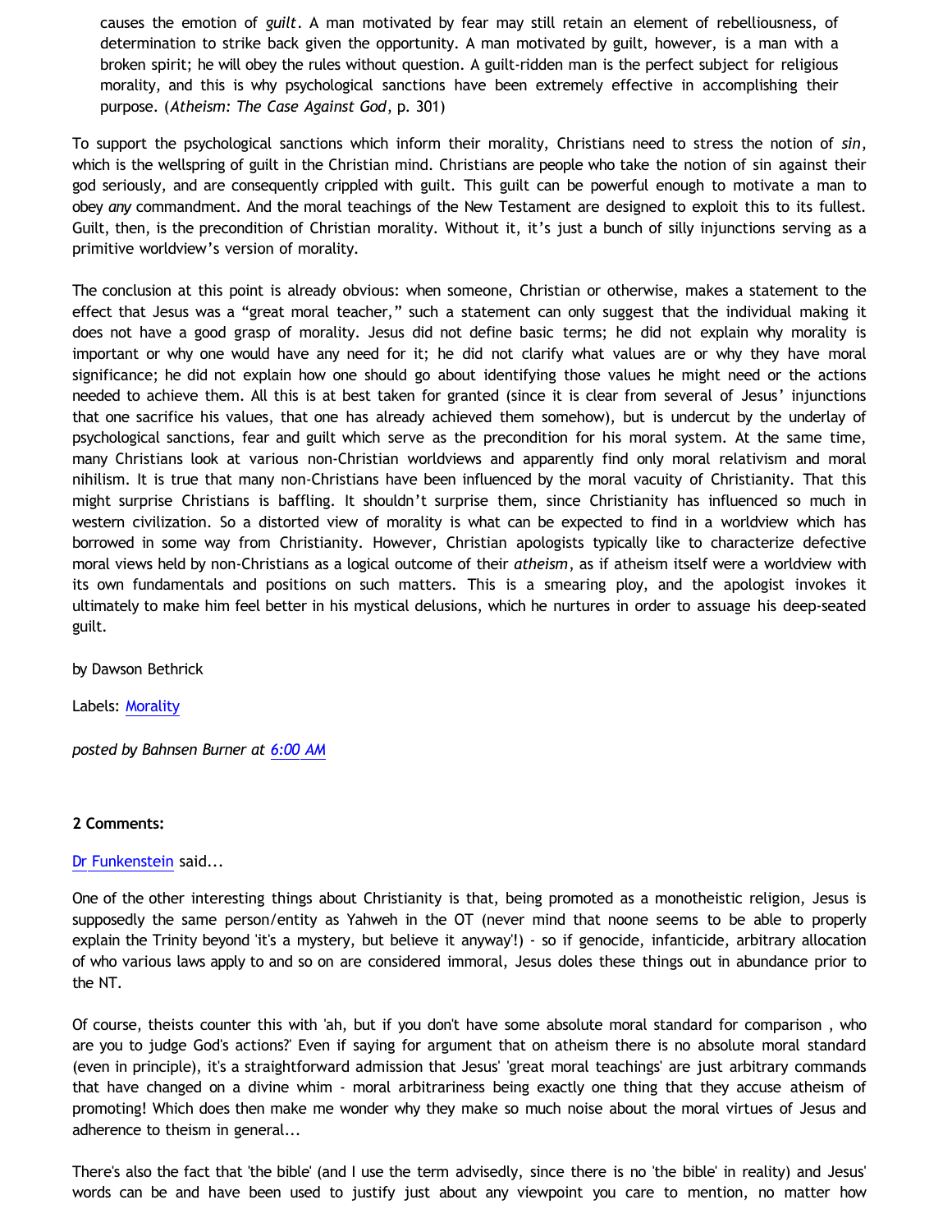> causes the emotion of *guilt*. A man motivated by fear may still retain an element of rebelliousness, of determination to strike back given the opportunity. A man motivated by guilt, however, is a man with a broken spirit; he will obey the rules without question. A guilt-ridden man is the perfect subject for religious morality, and this is why psychological sanctions have been extremely effective in accomplishing their purpose. (*Atheism: The Case Against God*, p. 301)

To support the psychological sanctions which inform their morality, Christians need to stress the notion of *sin*, which is the wellspring of guilt in the Christian mind. Christians are people who take the notion of sin against their god seriously, and are consequently crippled with guilt. This guilt can be powerful enough to motivate a man to obey *any* commandment. And the moral teachings of the New Testament are designed to exploit this to its fullest. Guilt, then, is the precondition of Christian morality. Without it, it's just a bunch of silly injunctions serving as a primitive worldview's version of morality.

The conclusion at this point is already obvious: when someone, Christian or otherwise, makes a statement to the effect that Jesus was a "great moral teacher," such a statement can only suggest that the individual making it does not have a good grasp of morality. Jesus did not define basic terms; he did not explain why morality is important or why one would have any need for it; he did not clarify what values are or why they have moral significance; he did not explain how one should go about identifying those values he might need or the actions needed to achieve them. All this is at best taken for granted (since it is clear from several of Jesus' injunctions that one sacrifice his values, that one has already achieved them somehow), but is undercut by the underlay of psychological sanctions, fear and guilt which serve as the precondition for his moral system. At the same time, many Christians look at various non-Christian worldviews and apparently find only moral relativism and moral nihilism. It is true that many non-Christians have been influenced by the moral vacuity of Christianity. That this might surprise Christians is baffling. It shouldn't surprise them, since Christianity has influenced so much in western civilization. So a distorted view of morality is what can be expected to find in a worldview which has borrowed in some way from Christianity. However, Christian apologists typically like to characterize defective moral views held by non-Christians as a logical outcome of their *atheism*, as if atheism itself were a worldview with its own fundamentals and positions on such matters. This is a smearing ploy, and the apologist invokes it ultimately to make him feel better in his mystical delusions, which he nurtures in order to assuage his deep-seated guilt.

by Dawson Bethrick

Labels: Morality

*posted by Bahnsen Burner at 6:00 AM*

**2 Comments:**

Dr Funkenstein said...

One of the other interesting things about Christianity is that, being promoted as a monotheistic religion, Jesus is supposedly the same person/entity as Yahweh in the OT (never mind that noone seems to be able to properly explain the Trinity beyond 'it's a mystery, but believe it anyway'!) - so if genocide, infanticide, arbitrary allocation of who various laws apply to and so on are considered immoral, Jesus doles these things out in abundance prior to the NT.

Of course, theists counter this with 'ah, but if you don't have some absolute moral standard for comparison , who are you to judge God's actions?' Even if saying for argument that on atheism there is no absolute moral standard (even in principle), it's a straightforward admission that Jesus' 'great moral teachings' are just arbitrary commands that have changed on a divine whim - moral arbitrariness being exactly one thing that they accuse atheism of promoting! Which does then make me wonder why they make so much noise about the moral virtues of Jesus and adherence to theism in general...

There's also the fact that 'the bible' (and I use the term advisedly, since there is no 'the bible' in reality) and Jesus' words can be and have been used to justify just about any viewpoint you care to mention, no matter how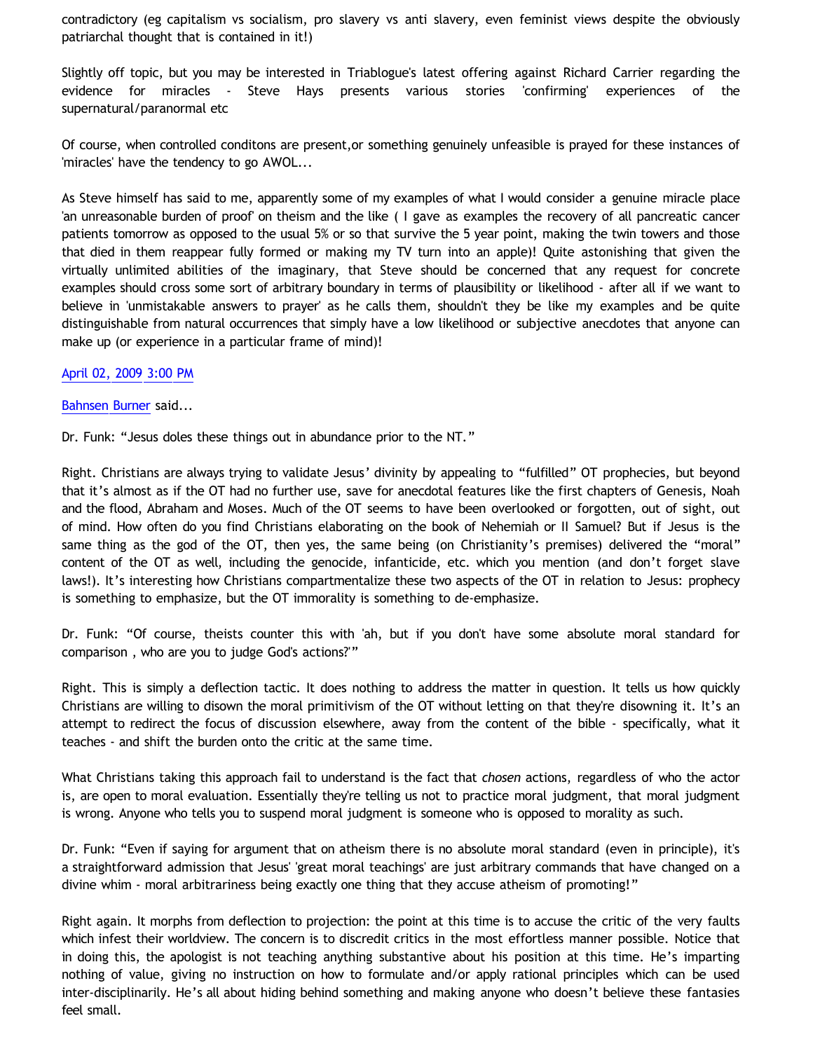contradictory (eg capitalism vs socialism, pro slavery vs anti slavery, even feminist views despite the obviously patriarchal thought that is contained in it!)

Slightly off topic, but you may be interested in Triablogue's latest offering against Richard Carrier regarding the evidence for miracles - Steve Hays presents various stories 'confirming' experiences of the supernatural/paranormal etc

Of course, when controlled conditons are present,or something genuinely unfeasible is prayed for these instances of 'miracles' have the tendency to go AWOL...

As Steve himself has said to me, apparently some of my examples of what I would consider a genuine miracle place 'an unreasonable burden of proof' on theism and the like ( I gave as examples the recovery of all pancreatic cancer patients tomorrow as opposed to the usual 5% or so that survive the 5 year point, making the twin towers and those that died in them reappear fully formed or making my TV turn into an apple)! Quite astonishing that given the virtually unlimited abilities of the imaginary, that Steve should be concerned that any request for concrete examples should cross some sort of arbitrary boundary in terms of plausibility or likelihood - after all if we want to believe in 'unmistakable answers to prayer' as he calls them, shouldn't they be like my examples and be quite distinguishable from natural occurrences that simply have a low likelihood or subjective anecdotes that anyone can make up (or experience in a particular frame of mind)!

April 02, 2009 3:00 PM

Bahnsen Burner said...

Dr. Funk: "Jesus doles these things out in abundance prior to the NT."

Right. Christians are always trying to validate Jesus' divinity by appealing to "fulfilled" OT prophecies, but beyond that it's almost as if the OT had no further use, save for anecdotal features like the first chapters of Genesis, Noah and the flood, Abraham and Moses. Much of the OT seems to have been overlooked or forgotten, out of sight, out of mind. How often do you find Christians elaborating on the book of Nehemiah or II Samuel? But if Jesus is the same thing as the god of the OT, then yes, the same being (on Christianity's premises) delivered the "moral" content of the OT as well, including the genocide, infanticide, etc. which you mention (and don't forget slave laws!). It's interesting how Christians compartmentalize these two aspects of the OT in relation to Jesus: prophecy is something to emphasize, but the OT immorality is something to de-emphasize.

Dr. Funk: "Of course, theists counter this with 'ah, but if you don't have some absolute moral standard for comparison , who are you to judge God's actions?'"

Right. This is simply a deflection tactic. It does nothing to address the matter in question. It tells us how quickly Christians are willing to disown the moral primitivism of the OT without letting on that they're disowning it. It's an attempt to redirect the focus of discussion elsewhere, away from the content of the bible - specifically, what it teaches - and shift the burden onto the critic at the same time.

What Christians taking this approach fail to understand is the fact that *chosen* actions, regardless of who the actor is, are open to moral evaluation. Essentially they're telling us not to practice moral judgment, that moral judgment is wrong. Anyone who tells you to suspend moral judgment is someone who is opposed to morality as such.

Dr. Funk: "Even if saying for argument that on atheism there is no absolute moral standard (even in principle), it's a straightforward admission that Jesus' 'great moral teachings' are just arbitrary commands that have changed on a divine whim - moral arbitrariness being exactly one thing that they accuse atheism of promoting!"

Right again. It morphs from deflection to projection: the point at this time is to accuse the critic of the very faults which infest their worldview. The concern is to discredit critics in the most effortless manner possible. Notice that in doing this, the apologist is not teaching anything substantive about his position at this time. He's imparting nothing of value, giving no instruction on how to formulate and/or apply rational principles which can be used inter-disciplinarily. He's all about hiding behind something and making anyone who doesn't believe these fantasies feel small.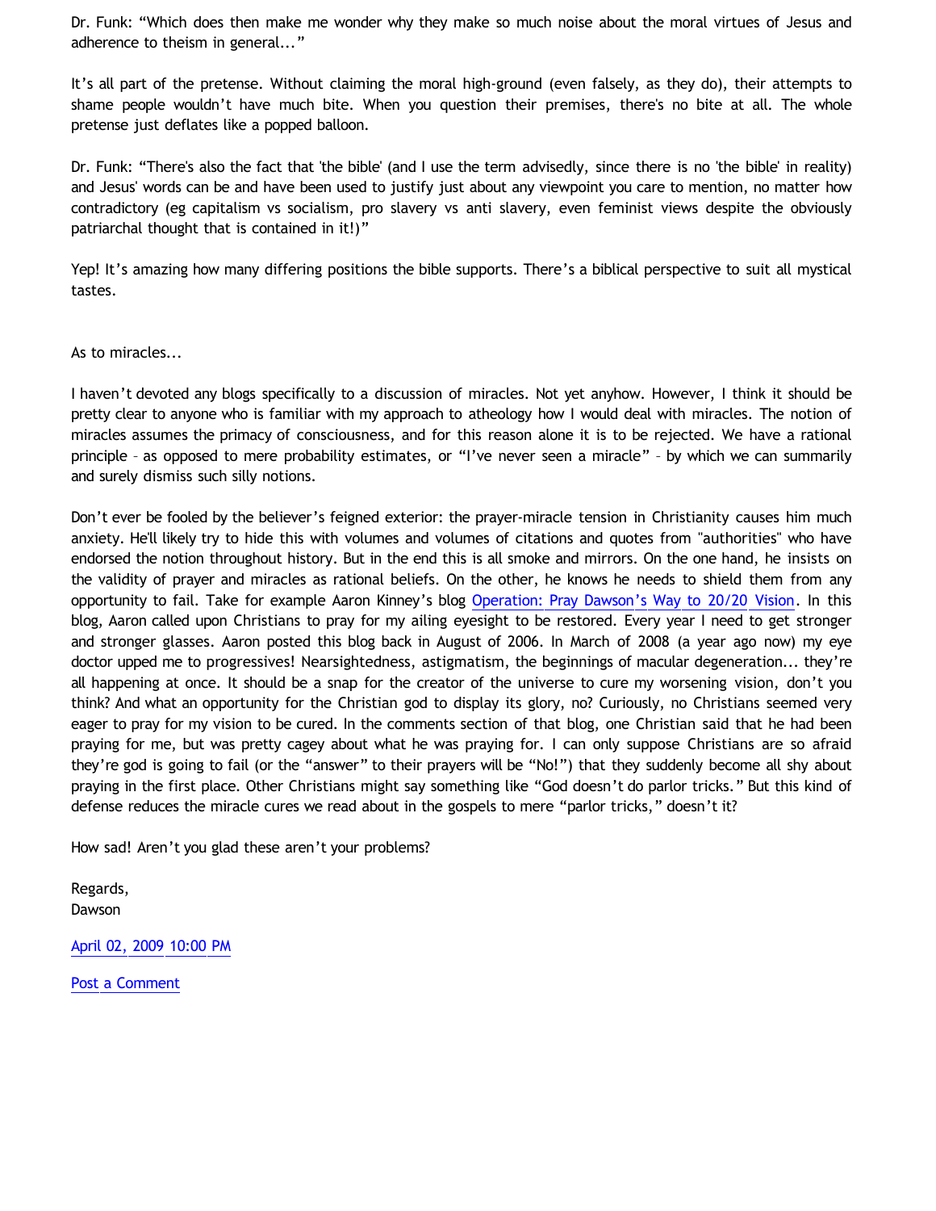Dr. Funk: "Which does then make me wonder why they make so much noise about the moral virtues of Jesus and adherence to theism in general..."

It's all part of the pretense. Without claiming the moral high-ground (even falsely, as they do), their attempts to shame people wouldn't have much bite. When you question their premises, there's no bite at all. The whole pretense just deflates like a popped balloon.

Dr. Funk: "There's also the fact that 'the bible' (and I use the term advisedly, since there is no 'the bible' in reality) and Jesus' words can be and have been used to justify just about any viewpoint you care to mention, no matter how contradictory (eg capitalism vs socialism, pro slavery vs anti slavery, even feminist views despite the obviously patriarchal thought that is contained in it!)"

Yep! It's amazing how many differing positions the bible supports. There's a biblical perspective to suit all mystical tastes.

As to miracles...

I haven't devoted any blogs specifically to a discussion of miracles. Not yet anyhow. However, I think it should be pretty clear to anyone who is familiar with my approach to atheology how I would deal with miracles. The notion of miracles assumes the primacy of consciousness, and for this reason alone it is to be rejected. We have a rational principle – as opposed to mere probability estimates, or "I've never seen a miracle" – by which we can summarily and surely dismiss such silly notions.

Don't ever be fooled by the believer's feigned exterior: the prayer-miracle tension in Christianity causes him much anxiety. He'll likely try to hide this with volumes and volumes of citations and quotes from "authorities" who have endorsed the notion throughout history. But in the end this is all smoke and mirrors. On the one hand, he insists on the validity of prayer and miracles as rational beliefs. On the other, he knows he needs to shield them from any opportunity to fail. Take for example Aaron Kinney's blog [Operation: Pray Dawson's Way to 20/20 Vision](). In this blog, Aaron called upon Christians to pray for my ailing eyesight to be restored. Every year I need to get stronger and stronger glasses. Aaron posted this blog back in August of 2006. In March of 2008 (a year ago now) my eye doctor upped me to progressives! Nearsightedness, astigmatism, the beginnings of macular degeneration... they're all happening at once. It should be a snap for the creator of the universe to cure my worsening vision, don't you think? And what an opportunity for the Christian god to display its glory, no? Curiously, no Christians seemed very eager to pray for my vision to be cured. In the comments section of that blog, one Christian said that he had been praying for me, but was pretty cagey about what he was praying for. I can only suppose Christians are so afraid they're god is going to fail (or the "answer" to their prayers will be "No!") that they suddenly become all shy about praying in the first place. Other Christians might say something like "God doesn't do parlor tricks." But this kind of defense reduces the miracle cures we read about in the gospels to mere "parlor tricks," doesn't it?

How sad! Aren't you glad these aren't your problems?

Regards,
Dawson

April 02, 2009 10:00 PM

Post a Comment